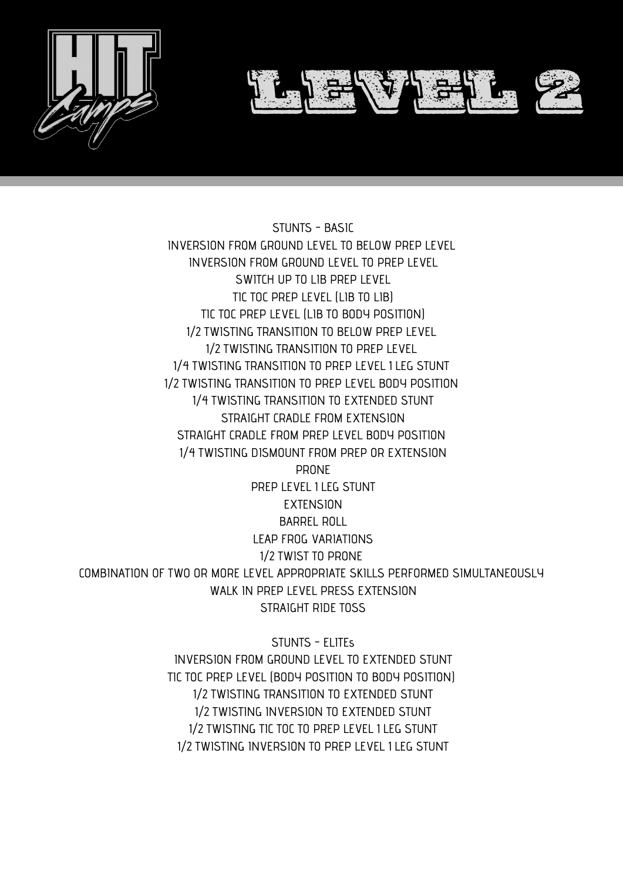HIT Camps

# LEVEL 2

## STUNTS - BASIC

INVERSION FROM GROUND LEVEL TO BELOW PREP LEVEL
INVERSION FROM GROUND LEVEL TO PREP LEVEL
SWITCH UP TO LIB PREP LEVEL
TIC TOC PREP LEVEL (LIB TO LIB)
TIC TOC PREP LEVEL (LIB TO BODY POSITION)
1/2 TWISTING TRANSITION TO BELOW PREP LEVEL
1/2 TWISTING TRANSITION TO PREP LEVEL
1/4 TWISTING TRANSITION TO PREP LEVEL 1 LEG STUNT
1/2 TWISTING TRANSITION TO PREP LEVEL BODY POSITION
1/4 TWISTING TRANSITION TO EXTENDED STUNT
STRAIGHT CRADLE FROM EXTENSION
STRAIGHT CRADLE FROM PREP LEVEL BODY POSITION
1/4 TWISTING DISMOUNT FROM PREP OR EXTENSION
PRONE
PREP LEVEL 1 LEG STUNT
EXTENSION
BARREL ROLL
LEAP FROG VARIATIONS
1/2 TWIST TO PRONE
COMBINATION OF TWO OR MORE LEVEL APPROPRIATE SKILLS PERFORMED SIMULTANEOUSLY
WALK IN PREP LEVEL PRESS EXTENSION
STRAIGHT RIDE TOSS

## STUNTS - ELITEs

INVERSION FROM GROUND LEVEL TO EXTENDED STUNT
TIC TOC PREP LEVEL (BODY POSITION TO BODY POSITION)
1/2 TWISTING TRANSITION TO EXTENDED STUNT
1/2 TWISTING INVERSION TO EXTENDED STUNT
1/2 TWISTING TIC TOC TO PREP LEVEL 1 LEG STUNT
1/2 TWISTING INVERSION TO PREP LEVEL 1 LEG STUNT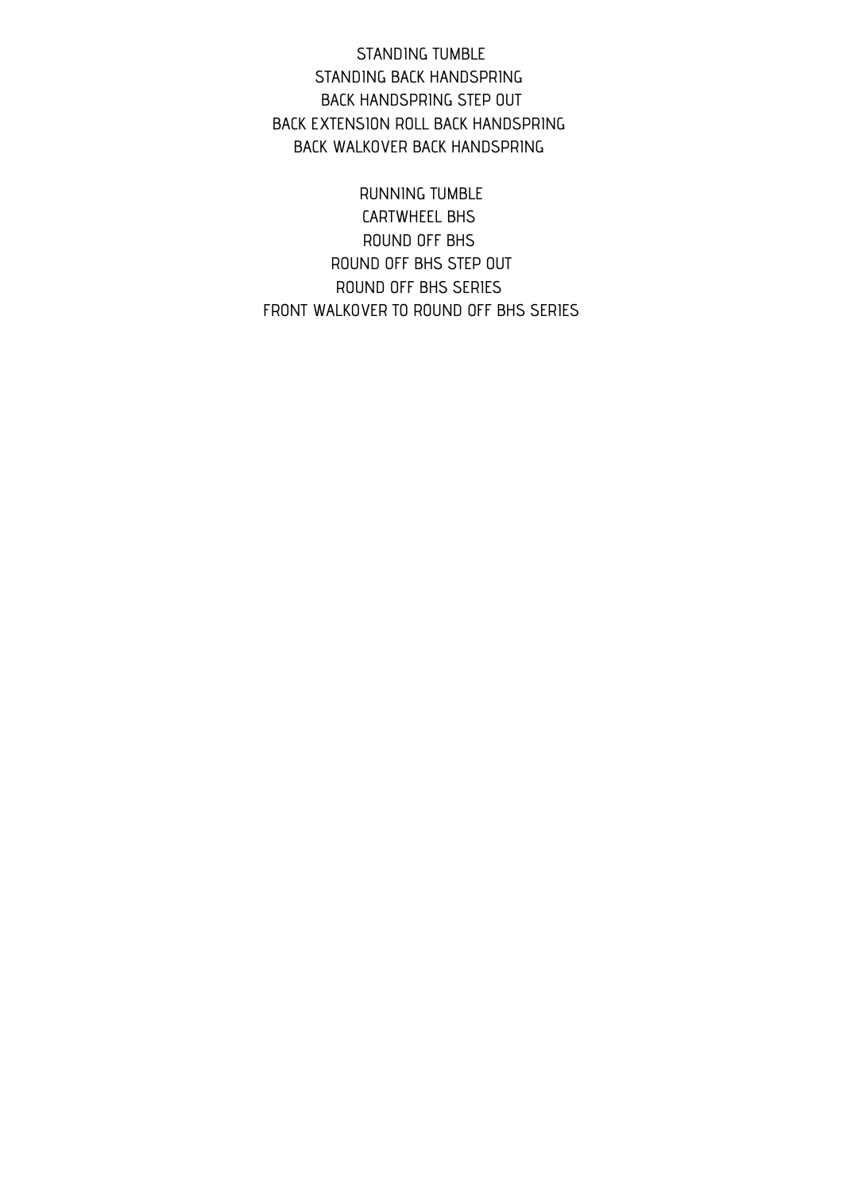STANDING TUMBLE
STANDING BACK HANDSPRING
BACK HANDSPRING STEP OUT
BACK EXTENSION ROLL BACK HANDSPRING
BACK WALKOVER BACK HANDSPRING

RUNNING TUMBLE
CARTWHEEL BHS
ROUND OFF BHS
ROUND OFF BHS STEP OUT
ROUND OFF BHS SERIES
FRONT WALKOVER TO ROUND OFF BHS SERIES